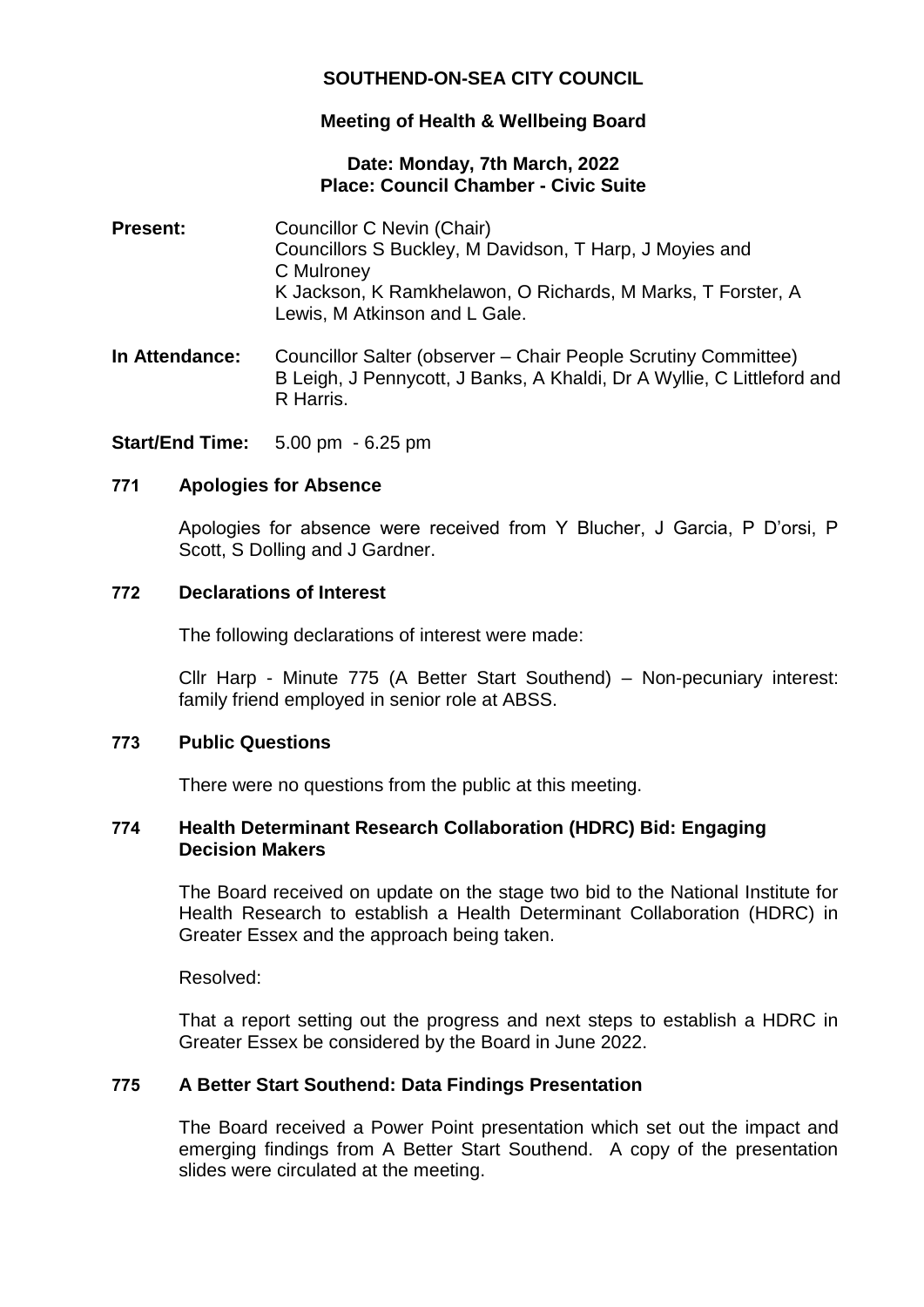# SOUTHEND-ON-SEA CITY COUNCIL

## Meeting of Health & Wellbeing Board

**Date: Monday, 7th March, 2022**
**Place: Council Chamber - Civic Suite**

**Present:** Councillor C Nevin (Chair)
Councillors S Buckley, M Davidson, T Harp, J Moyies and C Mulroney
K Jackson, K Ramkhelawon, O Richards, M Marks, T Forster, A Lewis, M Atkinson and L Gale.

**In Attendance:** Councillor Salter (observer – Chair People Scrutiny Committee)
B Leigh, J Pennycott, J Banks, A Khaldi, Dr A Wyllie, C Littleford and R Harris.

**Start/End Time:** 5.00 pm - 6.25 pm

### 771 Apologies for Absence

Apologies for absence were received from Y Blucher, J Garcia, P D'orsi, P Scott, S Dolling and J Gardner.

### 772 Declarations of Interest

The following declarations of interest were made:

Cllr Harp - Minute 775 (A Better Start Southend) – Non-pecuniary interest: family friend employed in senior role at ABSS.

### 773 Public Questions

There were no questions from the public at this meeting.

### 774 Health Determinant Research Collaboration (HDRC) Bid: Engaging Decision Makers

The Board received on update on the stage two bid to the National Institute for Health Research to establish a Health Determinant Collaboration (HDRC) in Greater Essex and the approach being taken.

Resolved:

That a report setting out the progress and next steps to establish a HDRC in Greater Essex be considered by the Board in June 2022.

### 775 A Better Start Southend: Data Findings Presentation

The Board received a Power Point presentation which set out the impact and emerging findings from A Better Start Southend. A copy of the presentation slides were circulated at the meeting.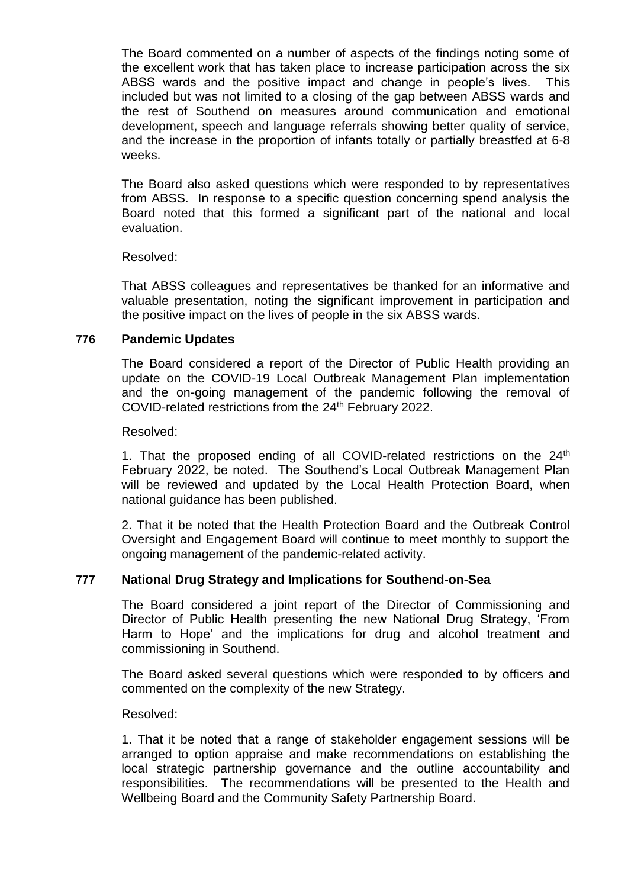The Board commented on a number of aspects of the findings noting some of the excellent work that has taken place to increase participation across the six ABSS wards and the positive impact and change in people's lives. This included but was not limited to a closing of the gap between ABSS wards and the rest of Southend on measures around communication and emotional development, speech and language referrals showing better quality of service, and the increase in the proportion of infants totally or partially breastfed at 6-8 weeks.

The Board also asked questions which were responded to by representatives from ABSS. In response to a specific question concerning spend analysis the Board noted that this formed a significant part of the national and local evaluation.

Resolved:

That ABSS colleagues and representatives be thanked for an informative and valuable presentation, noting the significant improvement in participation and the positive impact on the lives of people in the six ABSS wards.

## 776 Pandemic Updates

The Board considered a report of the Director of Public Health providing an update on the COVID-19 Local Outbreak Management Plan implementation and the on-going management of the pandemic following the removal of COVID-related restrictions from the 24th February 2022.

Resolved:

1. That the proposed ending of all COVID-related restrictions on the 24th February 2022, be noted. The Southend's Local Outbreak Management Plan will be reviewed and updated by the Local Health Protection Board, when national guidance has been published.

2. That it be noted that the Health Protection Board and the Outbreak Control Oversight and Engagement Board will continue to meet monthly to support the ongoing management of the pandemic-related activity.

## 777 National Drug Strategy and Implications for Southend-on-Sea

The Board considered a joint report of the Director of Commissioning and Director of Public Health presenting the new National Drug Strategy, 'From Harm to Hope' and the implications for drug and alcohol treatment and commissioning in Southend.

The Board asked several questions which were responded to by officers and commented on the complexity of the new Strategy.

Resolved:

1. That it be noted that a range of stakeholder engagement sessions will be arranged to option appraise and make recommendations on establishing the local strategic partnership governance and the outline accountability and responsibilities. The recommendations will be presented to the Health and Wellbeing Board and the Community Safety Partnership Board.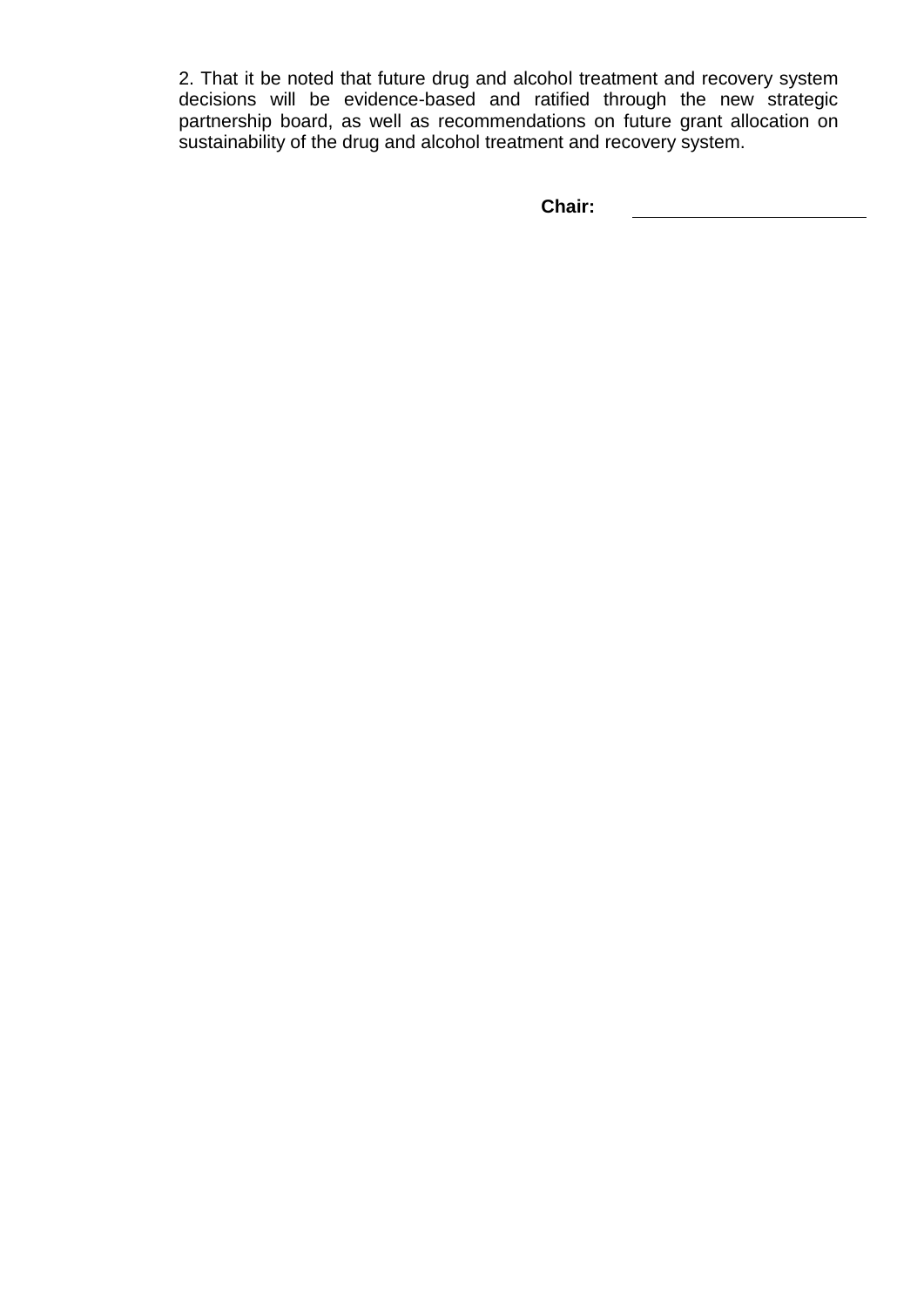2. That it be noted that future drug and alcohol treatment and recovery system decisions will be evidence-based and ratified through the new strategic partnership board, as well as recommendations on future grant allocation on sustainability of the drug and alcohol treatment and recovery system.

**Chair:** ________________________